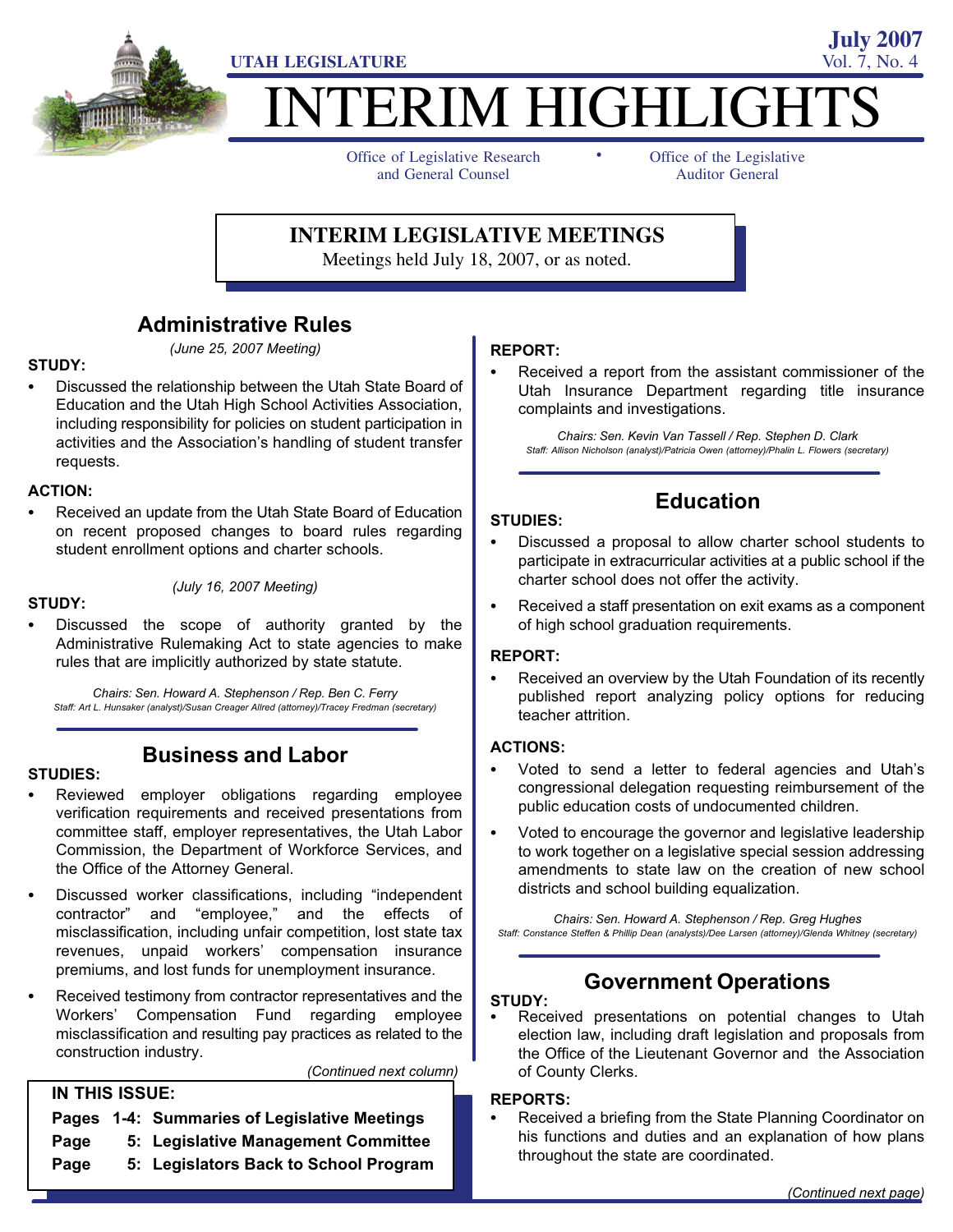UTAH LEGISLATURE

July 2007
Vol. 7, No. 4

# INTERIM HIGHLIGHTS

Office of Legislative Research and General Counsel • Office of the Legislative Auditor General

## INTERIM LEGISLATIVE MEETINGS

Meetings held July 18, 2007, or as noted.

## Administrative Rules

*(June 25, 2007 Meeting)*

**STUDY:**

- Discussed the relationship between the Utah State Board of Education and the Utah High School Activities Association, including responsibility for policies on student participation in activities and the Association's handling of student transfer requests.

**ACTION:**

- Received an update from the Utah State Board of Education on recent proposed changes to board rules regarding student enrollment options and charter schools.

*(July 16, 2007 Meeting)*

**STUDY:**

- Discussed the scope of authority granted by the Administrative Rulemaking Act to state agencies to make rules that are implicitly authorized by state statute.

*Chairs: Sen. Howard A. Stephenson / Rep. Ben C. Ferry*
*Staff: Art L. Hunsaker (analyst)/Susan Creager Allred (attorney)/Tracey Fredman (secretary)*

## Business and Labor

**STUDIES:**

- Reviewed employer obligations regarding employee verification requirements and received presentations from committee staff, employer representatives, the Utah Labor Commission, the Department of Workforce Services, and the Office of the Attorney General.
- Discussed worker classifications, including "independent contractor" and "employee," and the effects of misclassification, including unfair competition, lost state tax revenues, unpaid workers' compensation insurance premiums, and lost funds for unemployment insurance.
- Received testimony from contractor representatives and the Workers' Compensation Fund regarding employee misclassification and resulting pay practices as related to the construction industry.

**REPORT:**

- Received a report from the assistant commissioner of the Utah Insurance Department regarding title insurance complaints and investigations.

*Chairs: Sen. Kevin Van Tassell / Rep. Stephen D. Clark*
*Staff: Allison Nicholson (analyst)/Patricia Owen (attorney)/Phalin L. Flowers (secretary)*

**IN THIS ISSUE:**

- Pages 1-4: Summaries of Legislative Meetings
- Page 5: Legislative Management Committee
- Page 5: Legislators Back to School Program

## Education

**STUDIES:**

- Discussed a proposal to allow charter school students to participate in extracurricular activities at a public school if the charter school does not offer the activity.
- Received a staff presentation on exit exams as a component of high school graduation requirements.

**REPORT:**

- Received an overview by the Utah Foundation of its recently published report analyzing policy options for reducing teacher attrition.

**ACTIONS:**

- Voted to send a letter to federal agencies and Utah's congressional delegation requesting reimbursement of the public education costs of undocumented children.
- Voted to encourage the governor and legislative leadership to work together on a legislative special session addressing amendments to state law on the creation of new school districts and school building equalization.

*Chairs: Sen. Howard A. Stephenson / Rep. Greg Hughes*
*Staff: Constance Steffen & Phillip Dean (analysts)/Dee Larsen (attorney)/Glenda Whitney (secretary)*

## Government Operations

**STUDY:**

- Received presentations on potential changes to Utah election law, including draft legislation and proposals from the Office of the Lieutenant Governor and the Association of County Clerks.

**REPORTS:**

- Received a briefing from the State Planning Coordinator on his functions and duties and an explanation of how plans throughout the state are coordinated.

*(Continued next page)*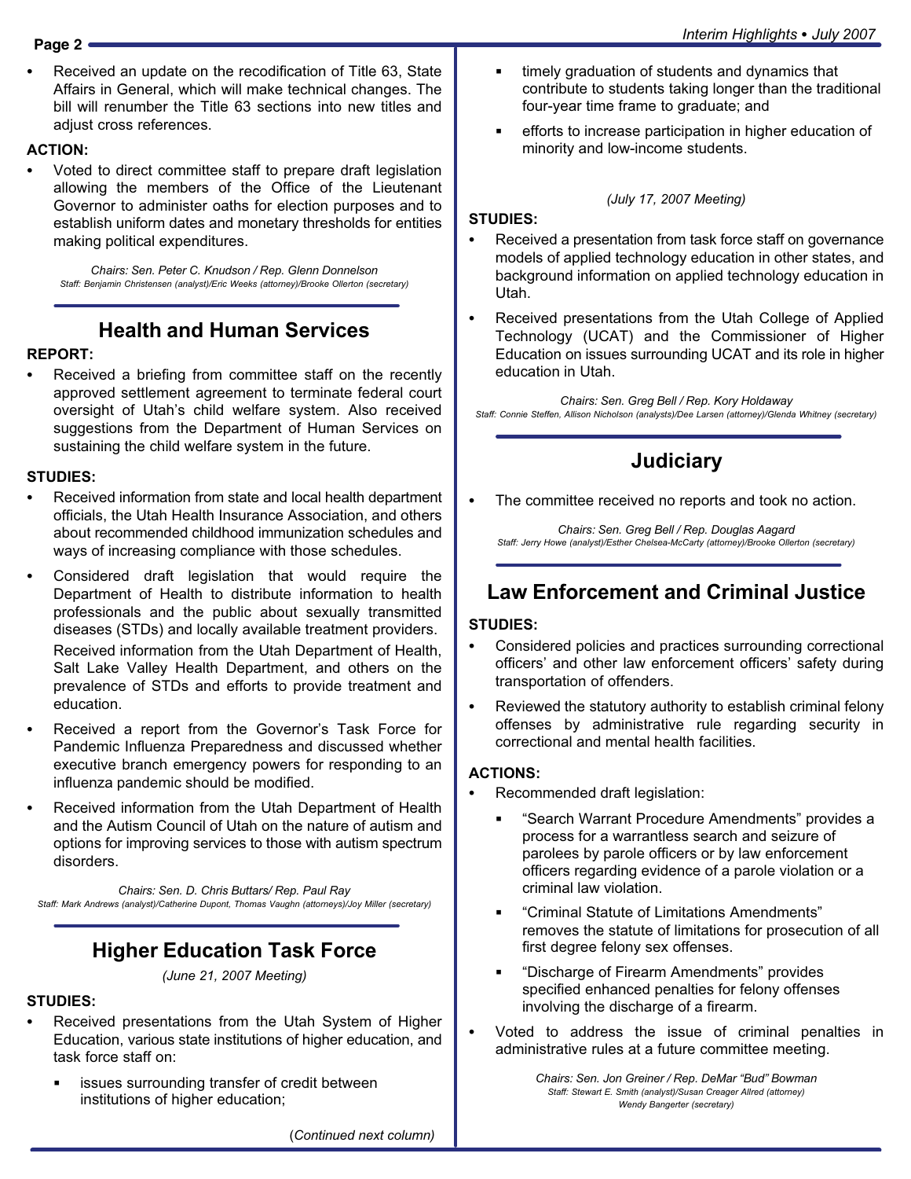- Received an update on the recodification of Title 63, State Affairs in General, which will make technical changes. The bill will renumber the Title 63 sections into new titles and adjust cross references.

**ACTION:**

- Voted to direct committee staff to prepare draft legislation allowing the members of the Office of the Lieutenant Governor to administer oaths for election purposes and to establish uniform dates and monetary thresholds for entities making political expenditures.

*Chairs: Sen. Peter C. Knudson / Rep. Glenn Donnelson*
*Staff: Benjamin Christensen (analyst)/Eric Weeks (attorney)/Brooke Ollerton (secretary)*

## Health and Human Services

**REPORT:**

- Received a briefing from committee staff on the recently approved settlement agreement to terminate federal court oversight of Utah's child welfare system. Also received suggestions from the Department of Human Services on sustaining the child welfare system in the future.

**STUDIES:**

- Received information from state and local health department officials, the Utah Health Insurance Association, and others about recommended childhood immunization schedules and ways of increasing compliance with those schedules.
- Considered draft legislation that would require the Department of Health to distribute information to health professionals and the public about sexually transmitted diseases (STDs) and locally available treatment providers.

  Received information from the Utah Department of Health, Salt Lake Valley Health Department, and others on the prevalence of STDs and efforts to provide treatment and education.
- Received a report from the Governor's Task Force for Pandemic Influenza Preparedness and discussed whether executive branch emergency powers for responding to an influenza pandemic should be modified.
- Received information from the Utah Department of Health and the Autism Council of Utah on the nature of autism and options for improving services to those with autism spectrum disorders.

*Chairs: Sen. D. Chris Buttars/ Rep. Paul Ray*
*Staff: Mark Andrews (analyst)/Catherine Dupont, Thomas Vaughn (attorneys)/Joy Miller (secretary)*

## Higher Education Task Force

*(June 21, 2007 Meeting)*

**STUDIES:**

- Received presentations from the Utah System of Higher Education, various state institutions of higher education, and task force staff on:
  - issues surrounding transfer of credit between institutions of higher education;
  - timely graduation of students and dynamics that contribute to students taking longer than the traditional four-year time frame to graduate; and
  - efforts to increase participation in higher education of minority and low-income students.

*(July 17, 2007 Meeting)*

**STUDIES:**

- Received a presentation from task force staff on governance models of applied technology education in other states, and background information on applied technology education in Utah.
- Received presentations from the Utah College of Applied Technology (UCAT) and the Commissioner of Higher Education on issues surrounding UCAT and its role in higher education in Utah.

*Chairs: Sen. Greg Bell / Rep. Kory Holdaway*
*Staff: Connie Steffen, Allison Nicholson (analysts)/Dee Larsen (attorney)/Glenda Whitney (secretary)*

## Judiciary

- The committee received no reports and took no action.

*Chairs: Sen. Greg Bell / Rep. Douglas Aagard*
*Staff: Jerry Howe (analyst)/Esther Chelsea-McCarty (attorney)/Brooke Ollerton (secretary)*

## Law Enforcement and Criminal Justice

**STUDIES:**

- Considered policies and practices surrounding correctional officers' and other law enforcement officers' safety during transportation of offenders.
- Reviewed the statutory authority to establish criminal felony offenses by administrative rule regarding security in correctional and mental health facilities.

**ACTIONS:**

- Recommended draft legislation:
  - "Search Warrant Procedure Amendments" provides a process for a warrantless search and seizure of parolees by parole officers or by law enforcement officers regarding evidence of a parole violation or a criminal law violation.
  - "Criminal Statute of Limitations Amendments" removes the statute of limitations for prosecution of all first degree felony sex offenses.
  - "Discharge of Firearm Amendments" provides specified enhanced penalties for felony offenses involving the discharge of a firearm.
- Voted to address the issue of criminal penalties in administrative rules at a future committee meeting.

*Chairs: Sen. Jon Greiner / Rep. DeMar "Bud" Bowman*
*Staff: Stewart E. Smith (analyst)/Susan Creager Allred (attorney)*
*Wendy Bangerter (secretary)*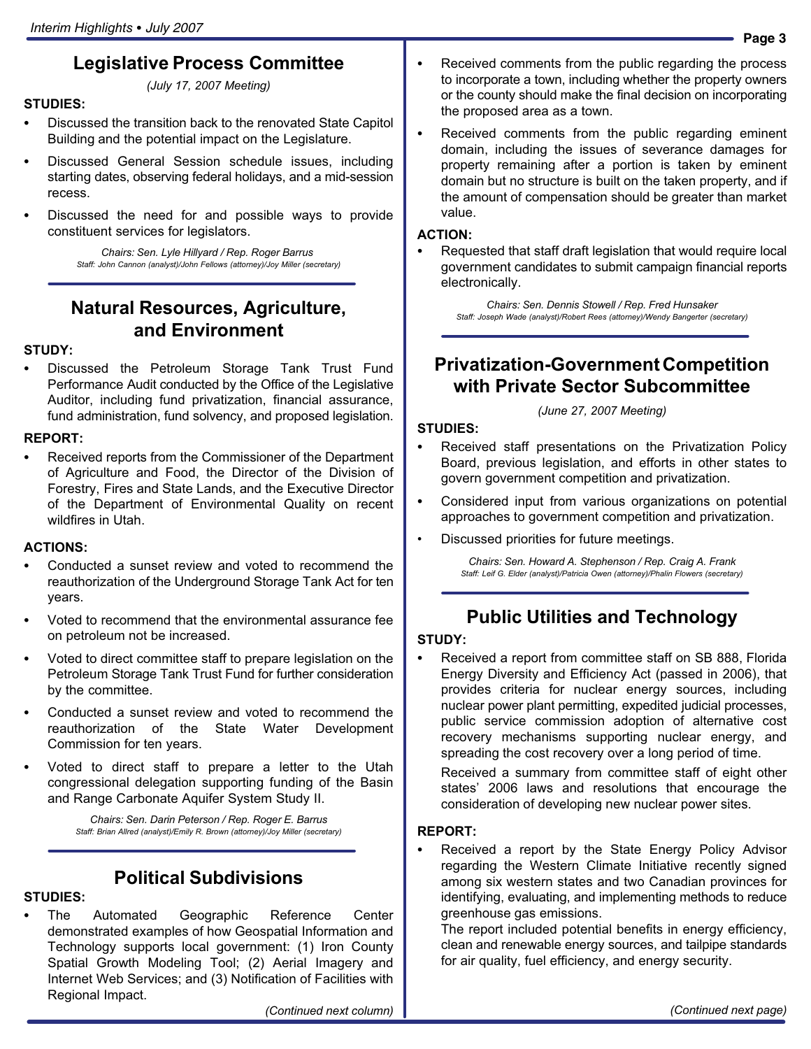## Legislative Process Committee

*(July 17, 2007 Meeting)*

**STUDIES:**

- Discussed the transition back to the renovated State Capitol Building and the potential impact on the Legislature.
- Discussed General Session schedule issues, including starting dates, observing federal holidays, and a mid-session recess.
- Discussed the need for and possible ways to provide constituent services for legislators.

*Chairs: Sen. Lyle Hillyard / Rep. Roger Barrus*
*Staff: John Cannon (analyst)/John Fellows (attorney)/Joy Miller (secretary)*

## Natural Resources, Agriculture, and Environment

**STUDY:**

- Discussed the Petroleum Storage Tank Trust Fund Performance Audit conducted by the Office of the Legislative Auditor, including fund privatization, financial assurance, fund administration, fund solvency, and proposed legislation.

**REPORT:**

- Received reports from the Commissioner of the Department of Agriculture and Food, the Director of the Division of Forestry, Fires and State Lands, and the Executive Director of the Department of Environmental Quality on recent wildfires in Utah.

**ACTIONS:**

- Conducted a sunset review and voted to recommend the reauthorization of the Underground Storage Tank Act for ten years.
- Voted to recommend that the environmental assurance fee on petroleum not be increased.
- Voted to direct committee staff to prepare legislation on the Petroleum Storage Tank Trust Fund for further consideration by the committee.
- Conducted a sunset review and voted to recommend the reauthorization of the State Water Development Commission for ten years.
- Voted to direct staff to prepare a letter to the Utah congressional delegation supporting funding of the Basin and Range Carbonate Aquifer System Study II.

*Chairs: Sen. Darin Peterson / Rep. Roger E. Barrus*
*Staff: Brian Allred (analyst)/Emily R. Brown (attorney)/Joy Miller (secretary)*

## Political Subdivisions

**STUDIES:**

- The Automated Geographic Reference Center demonstrated examples of how Geospatial Information and Technology supports local government: (1) Iron County Spatial Growth Modeling Tool; (2) Aerial Imagery and Internet Web Services; and (3) Notification of Facilities with Regional Impact.
- Received comments from the public regarding the process to incorporate a town, including whether the property owners or the county should make the final decision on incorporating the proposed area as a town.
- Received comments from the public regarding eminent domain, including the issues of severance damages for property remaining after a portion is taken by eminent domain but no structure is built on the taken property, and if the amount of compensation should be greater than market value.

**ACTION:**

- Requested that staff draft legislation that would require local government candidates to submit campaign financial reports electronically.

*Chairs: Sen. Dennis Stowell / Rep. Fred Hunsaker*
*Staff: Joseph Wade (analyst)/Robert Rees (attorney)/Wendy Bangerter (secretary)*

## Privatization-Government Competition with Private Sector Subcommittee

*(June 27, 2007 Meeting)*

**STUDIES:**

- Received staff presentations on the Privatization Policy Board, previous legislation, and efforts in other states to govern government competition and privatization.
- Considered input from various organizations on potential approaches to government competition and privatization.
- Discussed priorities for future meetings.

*Chairs: Sen. Howard A. Stephenson / Rep. Craig A. Frank*
*Staff: Leif G. Elder (analyst)/Patricia Owen (attorney)/Phalin Flowers (secretary)*

## Public Utilities and Technology

**STUDY:**

- Received a report from committee staff on SB 888, Florida Energy Diversity and Efficiency Act (passed in 2006), that provides criteria for nuclear energy sources, including nuclear power plant permitting, expedited judicial processes, public service commission adoption of alternative cost recovery mechanisms supporting nuclear energy, and spreading the cost recovery over a long period of time.

  Received a summary from committee staff of eight other states' 2006 laws and resolutions that encourage the consideration of developing new nuclear power sites.

**REPORT:**

- Received a report by the State Energy Policy Advisor regarding the Western Climate Initiative recently signed among six western states and two Canadian provinces for identifying, evaluating, and implementing methods to reduce greenhouse gas emissions.

  The report included potential benefits in energy efficiency, clean and renewable energy sources, and tailpipe standards for air quality, fuel efficiency, and energy security.

*(Continued next page)*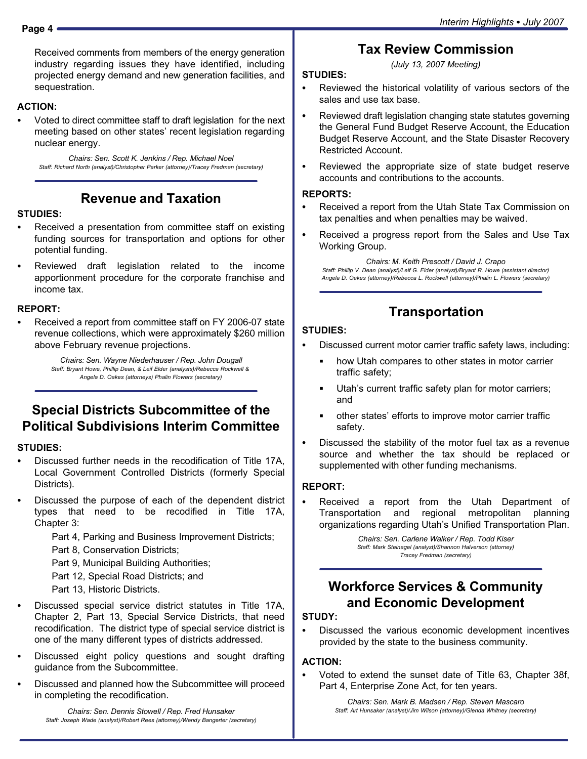Received comments from members of the energy generation industry regarding issues they have identified, including projected energy demand and new generation facilities, and sequestration.

**ACTION:**

- Voted to direct committee staff to draft legislation for the next meeting based on other states' recent legislation regarding nuclear energy.

*Chairs: Sen. Scott K. Jenkins / Rep. Michael Noel*
*Staff: Richard North (analyst)/Christopher Parker (attorney)/Tracey Fredman (secretary)*

## Revenue and Taxation

**STUDIES:**

- Received a presentation from committee staff on existing funding sources for transportation and options for other potential funding.
- Reviewed draft legislation related to the income apportionment procedure for the corporate franchise and income tax.

**REPORT:**

- Received a report from committee staff on FY 2006-07 state revenue collections, which were approximately $260 million above February revenue projections.

*Chairs: Sen. Wayne Niederhauser / Rep. John Dougall*
*Staff: Bryant Howe, Phillip Dean, & Leif Elder (analysts)/Rebecca Rockwell & Angela D. Oakes (attorneys) Phalin Flowers (secretary)*

## Special Districts Subcommittee of the Political Subdivisions Interim Committee

**STUDIES:**

- Discussed further needs in the recodification of Title 17A, Local Government Controlled Districts (formerly Special Districts).
- Discussed the purpose of each of the dependent district types that need to be recodified in Title 17A, Chapter 3:

  Part 4, Parking and Business Improvement Districts;
  Part 8, Conservation Districts;
  Part 9, Municipal Building Authorities;
  Part 12, Special Road Districts; and
  Part 13, Historic Districts.

- Discussed special service district statutes in Title 17A, Chapter 2, Part 13, Special Service Districts, that need recodification. The district type of special service district is one of the many different types of districts addressed.
- Discussed eight policy questions and sought drafting guidance from the Subcommittee.
- Discussed and planned how the Subcommittee will proceed in completing the recodification.

*Chairs: Sen. Dennis Stowell / Rep. Fred Hunsaker*
*Staff: Joseph Wade (analyst)/Robert Rees (attorney)/Wendy Bangerter (secretary)*

## Tax Review Commission

*(July 13, 2007 Meeting)*

**STUDIES:**

- Reviewed the historical volatility of various sectors of the sales and use tax base.
- Reviewed draft legislation changing state statutes governing the General Fund Budget Reserve Account, the Education Budget Reserve Account, and the State Disaster Recovery Restricted Account.
- Reviewed the appropriate size of state budget reserve accounts and contributions to the accounts.

**REPORTS:**

- Received a report from the Utah State Tax Commission on tax penalties and when penalties may be waived.
- Received a progress report from the Sales and Use Tax Working Group.

*Chairs: M. Keith Prescott / David J. Crapo*
*Staff: Phillip V. Dean (analyst)/Leif G. Elder (analyst)/Bryant R. Howe (assistant director)*
*Angela D. Oakes (attorney)/Rebecca L. Rockwell (attorney)/Phalin L. Flowers (secretary)*

## Transportation

**STUDIES:**

- Discussed current motor carrier traffic safety laws, including:
  - how Utah compares to other states in motor carrier traffic safety;
  - Utah's current traffic safety plan for motor carriers; and
  - other states' efforts to improve motor carrier traffic safety.
- Discussed the stability of the motor fuel tax as a revenue source and whether the tax should be replaced or supplemented with other funding mechanisms.

**REPORT:**

- Received a report from the Utah Department of Transportation and regional metropolitan planning organizations regarding Utah's Unified Transportation Plan.

*Chairs: Sen. Carlene Walker / Rep. Todd Kiser*
*Staff: Mark Steinagel (analyst)/Shannon Halverson (attorney)*
*Tracey Fredman (secretary)*

## Workforce Services & Community and Economic Development

**STUDY:**

- Discussed the various economic development incentives provided by the state to the business community.

**ACTION:**

- Voted to extend the sunset date of Title 63, Chapter 38f, Part 4, Enterprise Zone Act, for ten years.

*Chairs: Sen. Mark B. Madsen / Rep. Steven Mascaro*
*Staff: Art Hunsaker (analyst)/Jim Wilson (attorney)/Glenda Whitney (secretary)*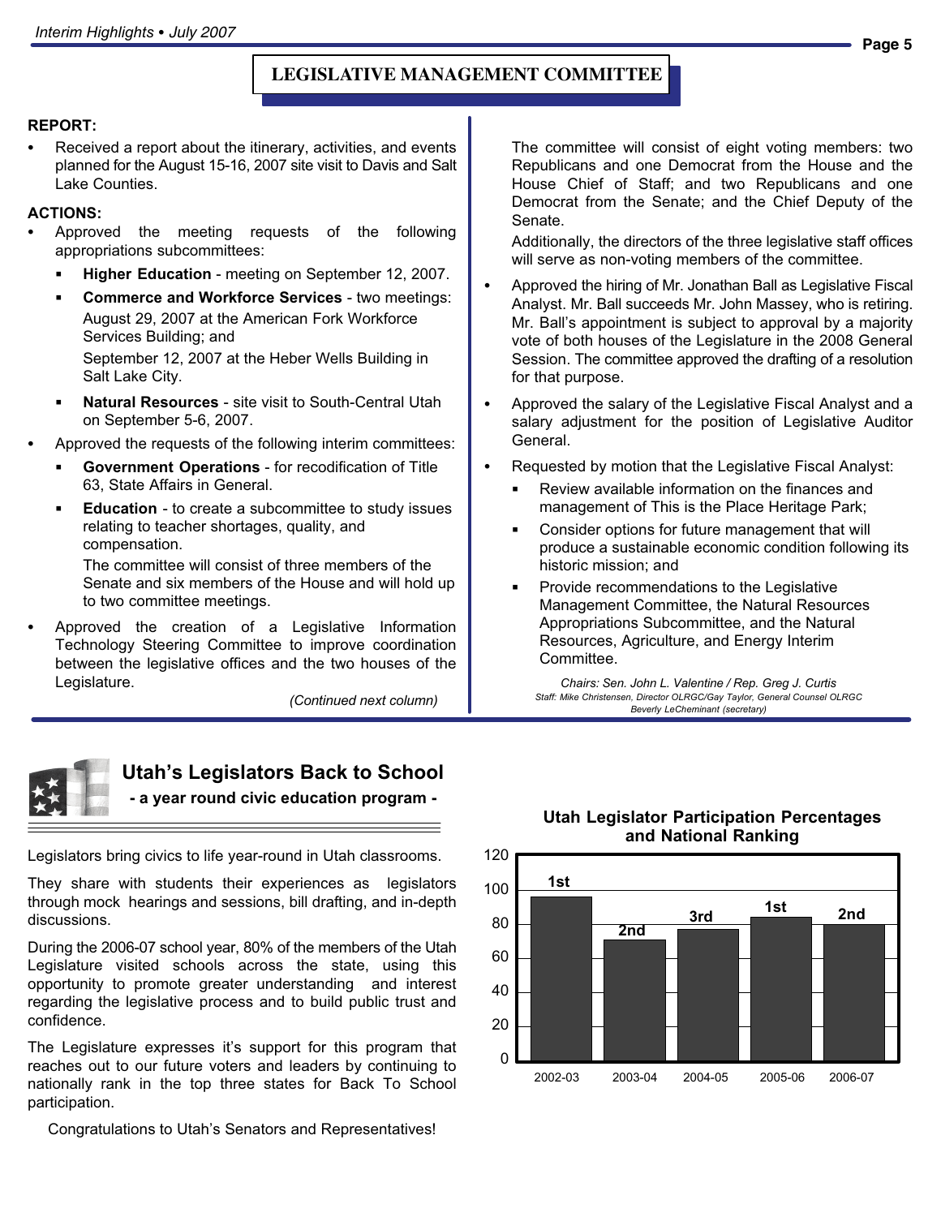## LEGISLATIVE MANAGEMENT COMMITTEE

**REPORT:**

- Received a report about the itinerary, activities, and events planned for the August 15-16, 2007 site visit to Davis and Salt Lake Counties.

**ACTIONS:**

- Approved the meeting requests of the following appropriations subcommittees:
  - **Higher Education** - meeting on September 12, 2007.
  - **Commerce and Workforce Services** - two meetings: August 29, 2007 at the American Fork Workforce Services Building; and

    September 12, 2007 at the Heber Wells Building in Salt Lake City.
  - **Natural Resources** - site visit to South-Central Utah on September 5-6, 2007.
- Approved the requests of the following interim committees:
  - **Government Operations** - for recodification of Title 63, State Affairs in General.
  - **Education** - to create a subcommittee to study issues relating to teacher shortages, quality, and compensation.

    The committee will consist of three members of the Senate and six members of the House and will hold up to two committee meetings.
- Approved the creation of a Legislative Information Technology Steering Committee to improve coordination between the legislative offices and the two houses of the Legislature.

  *(Continued next column)*

  The committee will consist of eight voting members: two Republicans and one Democrat from the House and the House Chief of Staff; and two Republicans and one Democrat from the Senate; and the Chief Deputy of the Senate.

  Additionally, the directors of the three legislative staff offices will serve as non-voting members of the committee.
- Approved the hiring of Mr. Jonathan Ball as Legislative Fiscal Analyst. Mr. Ball succeeds Mr. John Massey, who is retiring. Mr. Ball's appointment is subject to approval by a majority vote of both houses of the Legislature in the 2008 General Session. The committee approved the drafting of a resolution for that purpose.
- Approved the salary of the Legislative Fiscal Analyst and a salary adjustment for the position of Legislative Auditor General.
- Requested by motion that the Legislative Fiscal Analyst:
  - Review available information on the finances and management of This is the Place Heritage Park;
  - Consider options for future management that will produce a sustainable economic condition following its historic mission; and
  - Provide recommendations to the Legislative Management Committee, the Natural Resources Appropriations Subcommittee, and the Natural Resources, Agriculture, and Energy Interim Committee.

*Chairs: Sen. John L. Valentine / Rep. Greg J. Curtis*
*Staff: Mike Christensen, Director OLRGC/Gay Taylor, General Counsel OLRGC*
*Beverly LeCheminant (secretary)*

## Utah's Legislators Back to School

**- a year round civic education program -**

Legislators bring civics to life year-round in Utah classrooms.

They share with students their experiences as legislators through mock hearings and sessions, bill drafting, and in-depth discussions.

During the 2006-07 school year, 80% of the members of the Utah Legislature visited schools across the state, using this opportunity to promote greater understanding and interest regarding the legislative process and to build public trust and confidence.

The Legislature expresses it's support for this program that reaches out to our future voters and leaders by continuing to nationally rank in the top three states for Back To School participation.

Congratulations to Utah's Senators and Representatives!

**Utah Legislator Participation Percentages and National Ranking**

| School Year | National Ranking |
|---|---|
| 2002-03 | 1st |
| 2003-04 | 2nd |
| 2004-05 | 3rd |
| 2005-06 | 1st |
| 2006-07 | 2nd |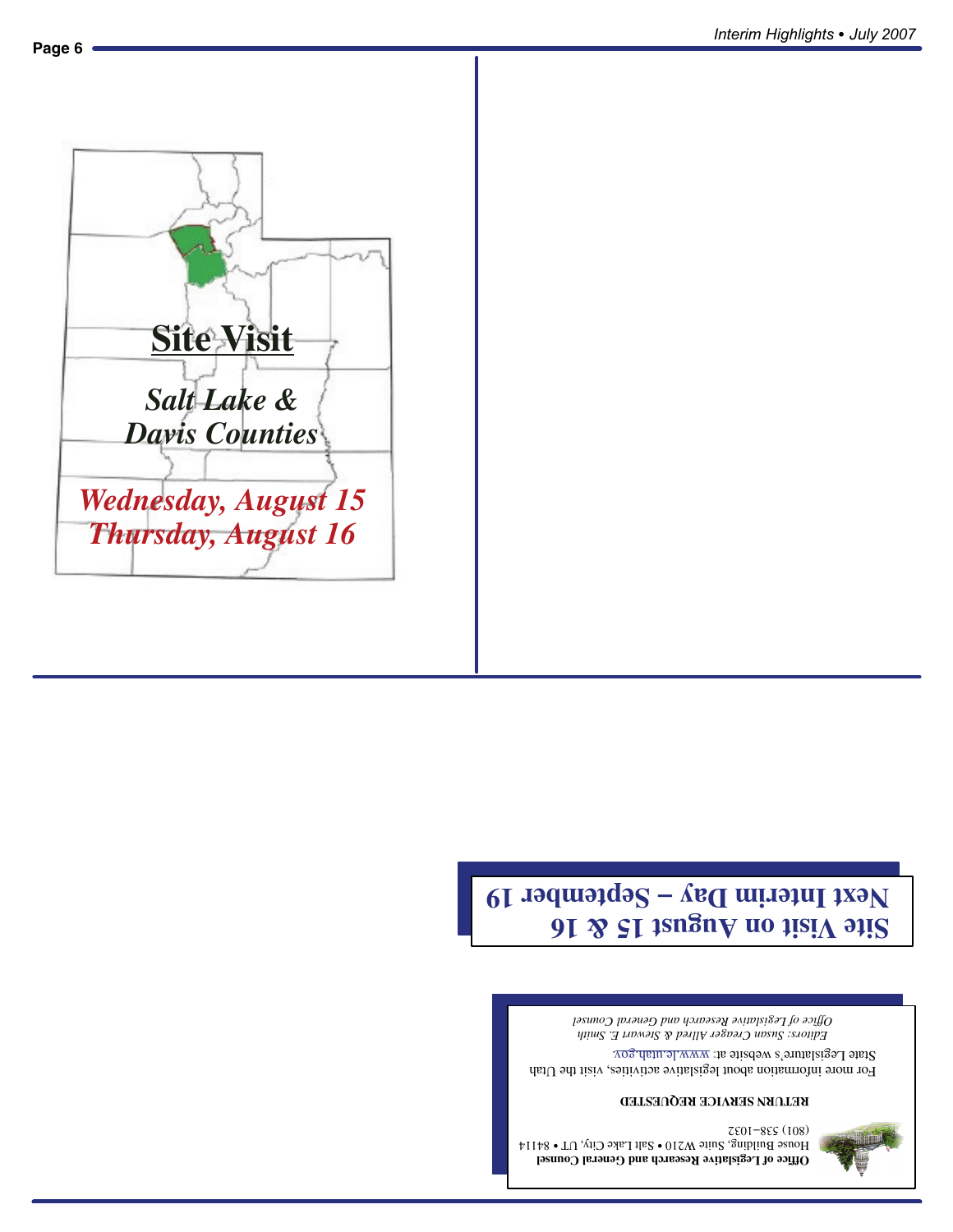## Site Visit

*Salt Lake & Davis Counties*

*Wednesday, August 15*
*Thursday, August 16*

**Site Visit on August 15 & 16**
**Next Interim Day – September 19**

**Office of Legislative Research and General Counsel**
House Building, Suite W210 • Salt Lake City, UT • 84114
(801) 538–1032

**RETURN SERVICE REQUESTED**

For more information about legislative activities, visit the Utah State Legislature's website at: www.le.utah.gov.

*Editors: Susan Creager Allred & Stewart E. Smith*
*Office of Legislative Research and General Counsel*